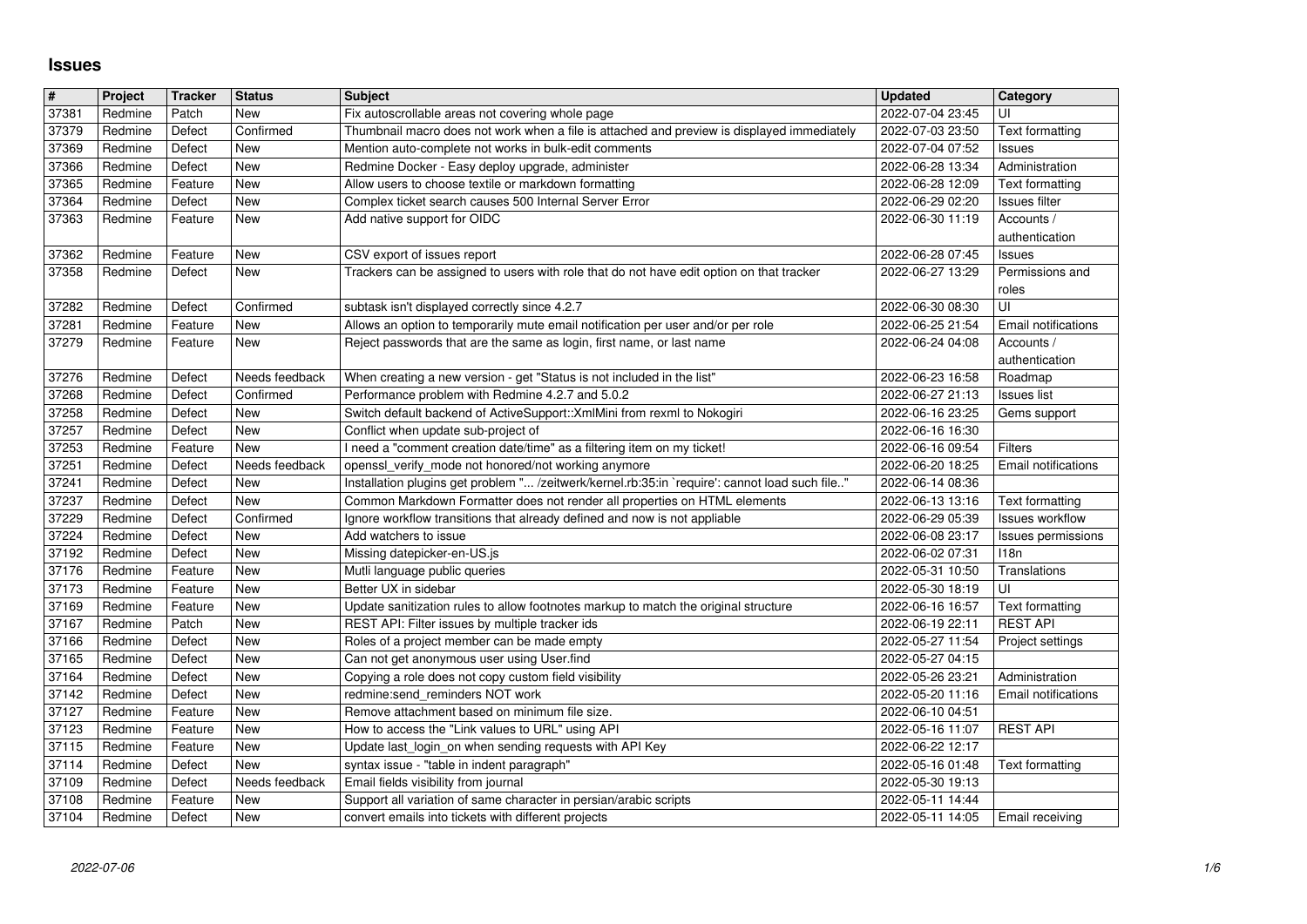# Issues

| # | Project | Tracker | Status | Subject | Updated | Category |
|---|---|---|---|---|---|---|
| 37381 | Redmine | Patch | New | Fix autoscrollable areas not covering whole page | 2022-07-04 23:45 | UI |
| 37379 | Redmine | Defect | Confirmed | Thumbnail macro does not work when a file is attached and preview is displayed immediately | 2022-07-03 23:50 | Text formatting |
| 37369 | Redmine | Defect | New | Mention auto-complete not works in bulk-edit comments | 2022-07-04 07:52 | Issues |
| 37366 | Redmine | Defect | New | Redmine Docker - Easy deploy upgrade, administer | 2022-06-28 13:34 | Administration |
| 37365 | Redmine | Feature | New | Allow users to choose textile or markdown formatting | 2022-06-28 12:09 | Text formatting |
| 37364 | Redmine | Defect | New | Complex ticket search causes 500 Internal Server Error | 2022-06-29 02:20 | Issues filter |
| 37363 | Redmine | Feature | New | Add native support for OIDC | 2022-06-30 11:19 | Accounts / authentication |
| 37362 | Redmine | Feature | New | CSV export of issues report | 2022-06-28 07:45 | Issues |
| 37358 | Redmine | Defect | New | Trackers can be assigned to users with role that do not have edit option on that tracker | 2022-06-27 13:29 | Permissions and roles |
| 37282 | Redmine | Defect | Confirmed | subtask isn't displayed correctly since 4.2.7 | 2022-06-30 08:30 | UI |
| 37281 | Redmine | Feature | New | Allows an option to temporarily mute email notification per user and/or per role | 2022-06-25 21:54 | Email notifications |
| 37279 | Redmine | Feature | New | Reject passwords that are the same as login, first name, or last name | 2022-06-24 04:08 | Accounts / authentication |
| 37276 | Redmine | Defect | Needs feedback | When creating a new version - get "Status is not included in the list" | 2022-06-23 16:58 | Roadmap |
| 37268 | Redmine | Defect | Confirmed | Performance problem with Redmine 4.2.7 and 5.0.2 | 2022-06-27 21:13 | Issues list |
| 37258 | Redmine | Defect | New | Switch default backend of ActiveSupport::XmlMini from rexml to Nokogiri | 2022-06-16 23:25 | Gems support |
| 37257 | Redmine | Defect | New | Conflict when update sub-project of | 2022-06-16 16:30 | |
| 37253 | Redmine | Feature | New | I need a "comment creation date/time" as a filtering item on my ticket! | 2022-06-16 09:54 | Filters |
| 37251 | Redmine | Defect | Needs feedback | openssl_verify_mode not honored/not working anymore | 2022-06-20 18:25 | Email notifications |
| 37241 | Redmine | Defect | New | Installation plugins get problem "... /zeitwerk/kernel.rb:35:in `require': cannot load such file.." | 2022-06-14 08:36 | |
| 37237 | Redmine | Defect | New | Common Markdown Formatter does not render all properties on HTML elements | 2022-06-13 13:16 | Text formatting |
| 37229 | Redmine | Defect | Confirmed | Ignore workflow transitions that already defined and now is not appliable | 2022-06-29 05:39 | Issues workflow |
| 37224 | Redmine | Defect | New | Add watchers to issue | 2022-06-08 23:17 | Issues permissions |
| 37192 | Redmine | Defect | New | Missing datepicker-en-US.js | 2022-06-02 07:31 | I18n |
| 37176 | Redmine | Feature | New | Mutli language public queries | 2022-05-31 10:50 | Translations |
| 37173 | Redmine | Feature | New | Better UX in sidebar | 2022-05-30 18:19 | UI |
| 37169 | Redmine | Feature | New | Update sanitization rules to allow footnotes markup to match the original structure | 2022-06-16 16:57 | Text formatting |
| 37167 | Redmine | Patch | New | REST API: Filter issues by multiple tracker ids | 2022-06-19 22:11 | REST API |
| 37166 | Redmine | Defect | New | Roles of a project member can be made empty | 2022-05-27 11:54 | Project settings |
| 37165 | Redmine | Defect | New | Can not get anonymous user using User.find | 2022-05-27 04:15 | |
| 37164 | Redmine | Defect | New | Copying a role does not copy custom field visibility | 2022-05-26 23:21 | Administration |
| 37142 | Redmine | Defect | New | redmine:send_reminders NOT work | 2022-05-20 11:16 | Email notifications |
| 37127 | Redmine | Feature | New | Remove attachment based on minimum file size. | 2022-06-10 04:51 | |
| 37123 | Redmine | Feature | New | How to access the "Link values to URL" using API | 2022-05-16 11:07 | REST API |
| 37115 | Redmine | Feature | New | Update last_login_on when sending requests with API Key | 2022-06-22 12:17 | |
| 37114 | Redmine | Defect | New | syntax issue - "table in indent paragraph" | 2022-05-16 01:48 | Text formatting |
| 37109 | Redmine | Defect | Needs feedback | Email fields visibility from journal | 2022-05-30 19:13 | |
| 37108 | Redmine | Feature | New | Support all variation of same character in persian/arabic scripts | 2022-05-11 14:44 | |
| 37104 | Redmine | Defect | New | convert emails into tickets with different projects | 2022-05-11 14:05 | Email receiving |

2022-07-06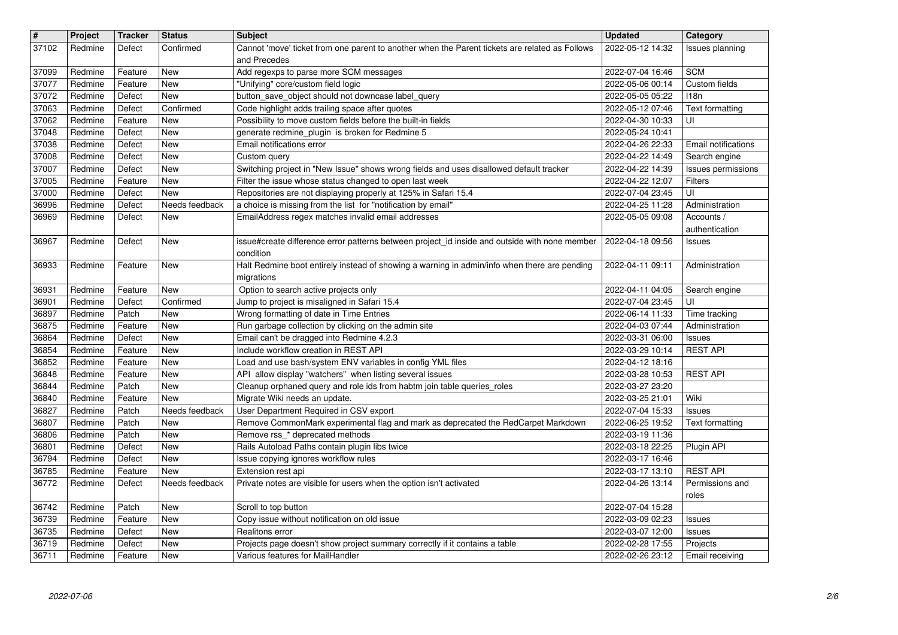| # | Project | Tracker | Status | Subject | Updated | Category |
|---|---|---|---|---|---|---|
| 37102 | Redmine | Defect | Confirmed | Cannot 'move' ticket from one parent to another when the Parent tickets are related as Follows and Precedes | 2022-05-12 14:32 | Issues planning |
| 37099 | Redmine | Feature | New | Add regexps to parse more SCM messages | 2022-07-04 16:46 | SCM |
| 37077 | Redmine | Feature | New | "Unifying" core/custom field logic | 2022-05-06 00:14 | Custom fields |
| 37072 | Redmine | Defect | New | button_save_object should not downcase label_query | 2022-05-05 05:22 | I18n |
| 37063 | Redmine | Defect | Confirmed | Code highlight adds trailing space after quotes | 2022-05-12 07:46 | Text formatting |
| 37062 | Redmine | Feature | New | Possibility to move custom fields before the built-in fields | 2022-04-30 10:33 | UI |
| 37048 | Redmine | Defect | New | generate redmine_plugin is broken for Redmine 5 | 2022-05-24 10:41 | |
| 37038 | Redmine | Defect | New | Email notifications error | 2022-04-26 22:33 | Email notifications |
| 37008 | Redmine | Defect | New | Custom query | 2022-04-22 14:49 | Search engine |
| 37007 | Redmine | Defect | New | Switching project in "New Issue" shows wrong fields and uses disallowed default tracker | 2022-04-22 14:39 | Issues permissions |
| 37005 | Redmine | Feature | New | Filter the issue whose status changed to open last week | 2022-04-22 12:07 | Filters |
| 37000 | Redmine | Defect | New | Repositories are not displaying properly at 125% in Safari 15.4 | 2022-07-04 23:45 | UI |
| 36996 | Redmine | Defect | Needs feedback | a choice is missing from the list for "notification by email" | 2022-04-25 11:28 | Administration |
| 36969 | Redmine | Defect | New | EmailAddress regex matches invalid email addresses | 2022-05-05 09:08 | Accounts / authentication |
| 36967 | Redmine | Defect | New | issue#create difference error patterns between project_id inside and outside with none member condition | 2022-04-18 09:56 | Issues |
| 36933 | Redmine | Feature | New | Halt Redmine boot entirely instead of showing a warning in admin/info when there are pending migrations | 2022-04-11 09:11 | Administration |
| 36931 | Redmine | Feature | New | Option to search active projects only | 2022-04-11 04:05 | Search engine |
| 36901 | Redmine | Defect | Confirmed | Jump to project is misaligned in Safari 15.4 | 2022-07-04 23:45 | UI |
| 36897 | Redmine | Patch | New | Wrong formatting of date in Time Entries | 2022-06-14 11:33 | Time tracking |
| 36875 | Redmine | Feature | New | Run garbage collection by clicking on the admin site | 2022-04-03 07:44 | Administration |
| 36864 | Redmine | Defect | New | Email can't be dragged into Redmine 4.2.3 | 2022-03-31 06:00 | Issues |
| 36854 | Redmine | Feature | New | Include workflow creation in REST API | 2022-03-29 10:14 | REST API |
| 36852 | Redmine | Feature | New | Load and use bash/system ENV variables in config YML files | 2022-04-12 18:16 | |
| 36848 | Redmine | Feature | New | API allow display "watchers" when listing several issues | 2022-03-28 10:53 | REST API |
| 36844 | Redmine | Patch | New | Cleanup orphaned query and role ids from habtm join table queries_roles | 2022-03-27 23:20 | |
| 36840 | Redmine | Feature | New | Migrate Wiki needs an update. | 2022-03-25 21:01 | Wiki |
| 36827 | Redmine | Patch | Needs feedback | User Department Required in CSV export | 2022-07-04 15:33 | Issues |
| 36807 | Redmine | Patch | New | Remove CommonMark experimental flag and mark as deprecated the RedCarpet Markdown | 2022-06-25 19:52 | Text formatting |
| 36806 | Redmine | Patch | New | Remove rss_* deprecated methods | 2022-03-19 11:36 | |
| 36801 | Redmine | Defect | New | Rails Autoload Paths contain plugin libs twice | 2022-03-18 22:25 | Plugin API |
| 36794 | Redmine | Defect | New | Issue copying ignores workflow rules | 2022-03-17 16:46 | |
| 36785 | Redmine | Feature | New | Extension rest api | 2022-03-17 13:10 | REST API |
| 36772 | Redmine | Defect | Needs feedback | Private notes are visible for users when the option isn't activated | 2022-04-26 13:14 | Permissions and roles |
| 36742 | Redmine | Patch | New | Scroll to top button | 2022-07-04 15:28 | |
| 36739 | Redmine | Feature | New | Copy issue without notification on old issue | 2022-03-09 02:23 | Issues |
| 36735 | Redmine | Defect | New | Realitons error | 2022-03-07 12:00 | Issues |
| 36719 | Redmine | Defect | New | Projects page doesn't show project summary correctly if it contains a table | 2022-02-28 17:55 | Projects |
| 36711 | Redmine | Feature | New | Various features for MailHandler | 2022-02-26 23:12 | Email receiving |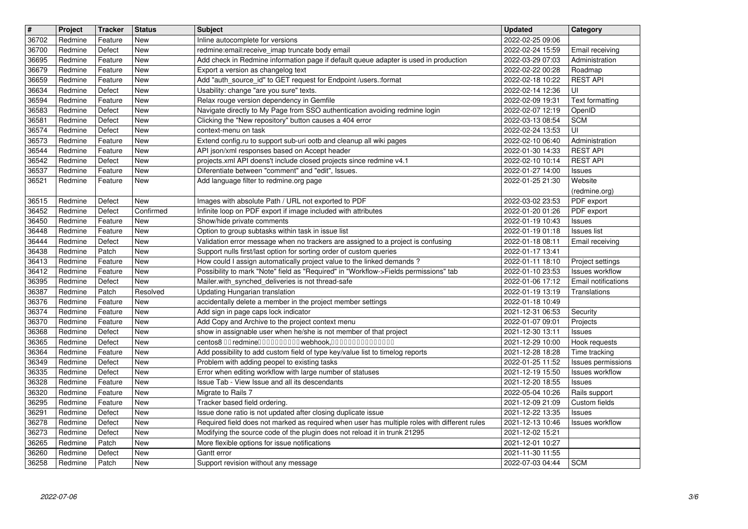| # | Project | Tracker | Status | Subject | Updated | Category |
| --- | --- | --- | --- | --- | --- | --- |
| 36702 | Redmine | Feature | New | Inline autocomplete for versions | 2022-02-25 09:06 | |
| 36700 | Redmine | Defect | New | redmine:email:receive_imap truncate body email | 2022-02-24 15:59 | Email receiving |
| 36695 | Redmine | Feature | New | Add check in Redmine information page if default queue adapter is used in production | 2022-03-29 07:03 | Administration |
| 36679 | Redmine | Feature | New | Export a version as changelog text | 2022-02-22 00:28 | Roadmap |
| 36659 | Redmine | Feature | New | Add "auth_source_id" to GET request for Endpoint /users.:format | 2022-02-18 10:22 | REST API |
| 36634 | Redmine | Defect | New | Usability: change "are you sure" texts. | 2022-02-14 12:36 | UI |
| 36594 | Redmine | Feature | New | Relax rouge version dependency in Gemfile | 2022-02-09 19:31 | Text formatting |
| 36583 | Redmine | Defect | New | Navigate directly to My Page from SSO authentication avoiding redmine login | 2022-02-07 12:19 | OpenID |
| 36581 | Redmine | Defect | New | Clicking the "New repository" button causes a 404 error | 2022-03-13 08:54 | SCM |
| 36574 | Redmine | Defect | New | context-menu on task | 2022-02-24 13:53 | UI |
| 36573 | Redmine | Feature | New | Extend config.ru to support sub-uri ootb and cleanup all wiki pages | 2022-02-10 06:40 | Administration |
| 36544 | Redmine | Feature | New | API json/xml responses based on Accept header | 2022-01-30 14:33 | REST API |
| 36542 | Redmine | Defect | New | projects.xml API doens't include closed projects since redmine v4.1 | 2022-02-10 10:14 | REST API |
| 36537 | Redmine | Feature | New | Diferentiate between "comment" and "edit", Issues. | 2022-01-27 14:00 | Issues |
| 36521 | Redmine | Feature | New | Add language filter to redmine.org page | 2022-01-25 21:30 | Website (redmine.org) |
| 36515 | Redmine | Defect | New | Images with absolute Path / URL not exported to PDF | 2022-03-02 23:53 | PDF export |
| 36452 | Redmine | Defect | Confirmed | Infinite loop on PDF export if image included with attributes | 2022-01-20 01:26 | PDF export |
| 36450 | Redmine | Feature | New | Show/hide private comments | 2022-01-19 10:43 | Issues |
| 36448 | Redmine | Feature | New | Option to group subtasks within task in issue list | 2022-01-19 01:18 | Issues list |
| 36444 | Redmine | Defect | New | Validation error message when no trackers are assigned to a project is confusing | 2022-01-18 08:11 | Email receiving |
| 36438 | Redmine | Patch | New | Support nulls first/last option for sorting order of custom queries | 2022-01-17 13:41 | |
| 36413 | Redmine | Feature | New | How could I assign automatically project value to the linked demands ? | 2022-01-11 18:10 | Project settings |
| 36412 | Redmine | Feature | New | Possibility to mark "Note" field as "Required" in "Workflow->Fields permissions" tab | 2022-01-10 23:53 | Issues workflow |
| 36395 | Redmine | Defect | New | Mailer.with_synched_deliveries is not thread-safe | 2022-01-06 17:12 | Email notifications |
| 36387 | Redmine | Patch | Resolved | Updating Hungarian translation | 2022-01-19 13:19 | Translations |
| 36376 | Redmine | Feature | New | accidentally delete a member in the project member settings | 2022-01-18 10:49 | |
| 36374 | Redmine | Feature | New | Add sign in page caps lock indicator | 2021-12-31 06:53 | Security |
| 36370 | Redmine | Feature | New | Add Copy and Archive to the project context menu | 2022-01-07 09:01 | Projects |
| 36368 | Redmine | Defect | New | show in assignable user when he/she is not member of that project | 2021-12-30 13:11 | Issues |
| 36365 | Redmine | Defect | New | centos8 □□ redmine□□□□□□□□□□ webhook,□□□□□□□□□□□□□□□ | 2021-12-29 10:00 | Hook requests |
| 36364 | Redmine | Feature | New | Add possibility to add custom field of type key/value list to timelog reports | 2021-12-28 18:28 | Time tracking |
| 36349 | Redmine | Defect | New | Problem with adding peopel to existing tasks | 2022-01-25 11:52 | Issues permissions |
| 36335 | Redmine | Defect | New | Error when editing workflow with large number of statuses | 2021-12-19 15:50 | Issues workflow |
| 36328 | Redmine | Feature | New | Issue Tab - View Issue and all its descendants | 2021-12-20 18:55 | Issues |
| 36320 | Redmine | Feature | New | Migrate to Rails 7 | 2022-05-04 10:26 | Rails support |
| 36295 | Redmine | Feature | New | Tracker based field ordering. | 2021-12-09 21:09 | Custom fields |
| 36291 | Redmine | Defect | New | Issue done ratio is not updated after closing duplicate issue | 2021-12-22 13:35 | Issues |
| 36278 | Redmine | Defect | New | Required field does not marked as required when user has multiple roles with different rules | 2021-12-13 10:46 | Issues workflow |
| 36273 | Redmine | Defect | New | Modifying the source code of the plugin does not reload it in trunk 21295 | 2021-12-02 15:21 | |
| 36265 | Redmine | Patch | New | More flexible options for issue notifications | 2021-12-01 10:27 | |
| 36260 | Redmine | Defect | New | Gantt error | 2021-11-30 11:55 | |
| 36258 | Redmine | Patch | New | Support revision without any message | 2022-07-03 04:44 | SCM |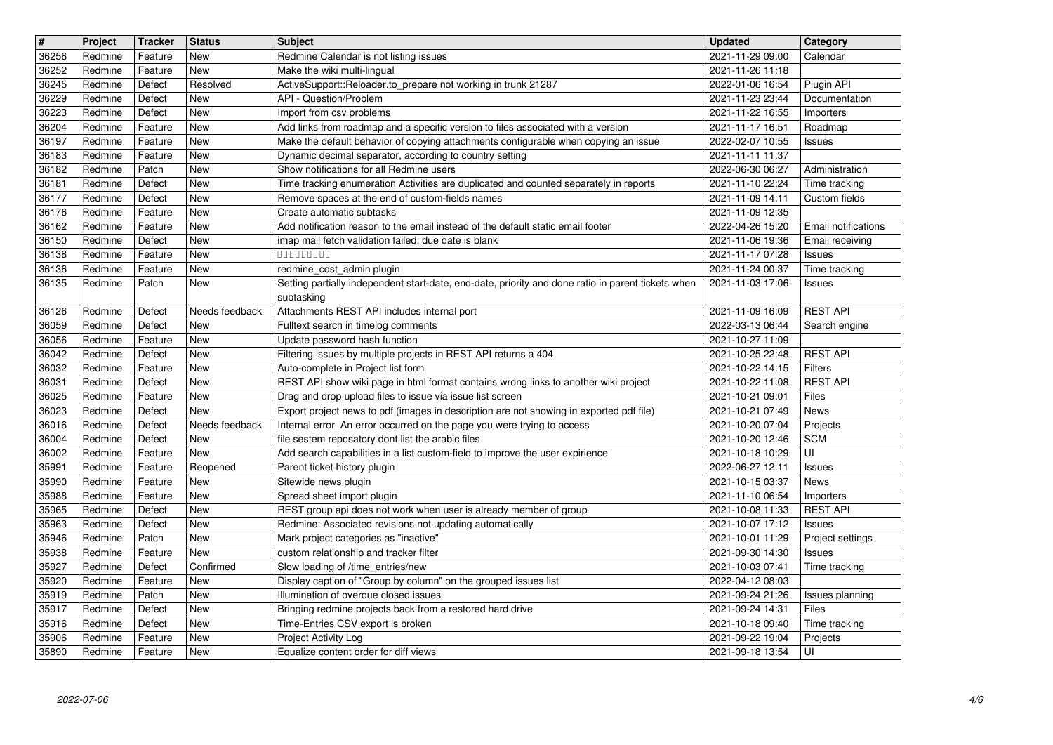| # | Project | Tracker | Status | Subject | Updated | Category |
|---|---|---|---|---|---|---|
| 36256 | Redmine | Feature | New | Redmine Calendar is not listing issues | 2021-11-29 09:00 | Calendar |
| 36252 | Redmine | Feature | New | Make the wiki multi-lingual | 2021-11-26 11:18 | |
| 36245 | Redmine | Defect | Resolved | ActiveSupport::Reloader.to_prepare not working in trunk 21287 | 2022-01-06 16:54 | Plugin API |
| 36229 | Redmine | Defect | New | API - Question/Problem | 2021-11-23 23:44 | Documentation |
| 36223 | Redmine | Defect | New | Import from csv problems | 2021-11-22 16:55 | Importers |
| 36204 | Redmine | Feature | New | Add links from roadmap and a specific version to files associated with a version | 2021-11-17 16:51 | Roadmap |
| 36197 | Redmine | Feature | New | Make the default behavior of copying attachments configurable when copying an issue | 2022-02-07 10:55 | Issues |
| 36183 | Redmine | Feature | New | Dynamic decimal separator, according to country setting | 2021-11-11 11:37 | |
| 36182 | Redmine | Patch | New | Show notifications for all Redmine users | 2022-06-30 06:27 | Administration |
| 36181 | Redmine | Defect | New | Time tracking enumeration Activities are duplicated and counted separately in reports | 2021-11-10 22:24 | Time tracking |
| 36177 | Redmine | Defect | New | Remove spaces at the end of custom-fields names | 2021-11-09 14:11 | Custom fields |
| 36176 | Redmine | Feature | New | Create automatic subtasks | 2021-11-09 12:35 | |
| 36162 | Redmine | Feature | New | Add notification reason to the email instead of the default static email footer | 2022-04-26 15:20 | Email notifications |
| 36150 | Redmine | Defect | New | imap mail fetch validation failed: due date is blank | 2021-11-06 19:36 | Email receiving |
| 36138 | Redmine | Feature | New | ���������� | 2021-11-17 07:28 | Issues |
| 36136 | Redmine | Feature | New | redmine_cost_admin plugin | 2021-11-24 00:37 | Time tracking |
| 36135 | Redmine | Patch | New | Setting partially independent start-date, end-date, priority and done ratio in parent tickets when subtasking | 2021-11-03 17:06 | Issues |
| 36126 | Redmine | Defect | Needs feedback | Attachments REST API includes internal port | 2021-11-09 16:09 | REST API |
| 36059 | Redmine | Defect | New | Fulltext search in timelog comments | 2022-03-13 06:44 | Search engine |
| 36056 | Redmine | Feature | New | Update password hash function | 2021-10-27 11:09 | |
| 36042 | Redmine | Defect | New | Filtering issues by multiple projects in REST API returns a 404 | 2021-10-25 22:48 | REST API |
| 36032 | Redmine | Feature | New | Auto-complete in Project list form | 2021-10-22 14:15 | Filters |
| 36031 | Redmine | Defect | New | REST API show wiki page in html format contains wrong links to another wiki project | 2021-10-22 11:08 | REST API |
| 36025 | Redmine | Feature | New | Drag and drop upload files to issue via issue list screen | 2021-10-21 09:01 | Files |
| 36023 | Redmine | Defect | New | Export project news to pdf (images in description are not showing in exported pdf file) | 2021-10-21 07:49 | News |
| 36016 | Redmine | Defect | Needs feedback | Internal error An error occurred on the page you were trying to access | 2021-10-20 07:04 | Projects |
| 36004 | Redmine | Defect | New | file sestem reposatory dont list the arabic files | 2021-10-20 12:46 | SCM |
| 36002 | Redmine | Feature | New | Add search capabilities in a list custom-field to improve the user expirience | 2021-10-18 10:29 | UI |
| 35991 | Redmine | Feature | Reopened | Parent ticket history plugin | 2022-06-27 12:11 | Issues |
| 35990 | Redmine | Feature | New | Sitewide news plugin | 2021-10-15 03:37 | News |
| 35988 | Redmine | Feature | New | Spread sheet import plugin | 2021-11-10 06:54 | Importers |
| 35965 | Redmine | Defect | New | REST group api does not work when user is already member of group | 2021-10-08 11:33 | REST API |
| 35963 | Redmine | Defect | New | Redmine: Associated revisions not updating automatically | 2021-10-07 17:12 | Issues |
| 35946 | Redmine | Patch | New | Mark project categories as "inactive" | 2021-10-01 11:29 | Project settings |
| 35938 | Redmine | Feature | New | custom relationship and tracker filter | 2021-09-30 14:30 | Issues |
| 35927 | Redmine | Defect | Confirmed | Slow loading of /time_entries/new | 2021-10-03 07:41 | Time tracking |
| 35920 | Redmine | Feature | New | Display caption of "Group by column" on the grouped issues list | 2022-04-12 08:03 | |
| 35919 | Redmine | Patch | New | Illumination of overdue closed issues | 2021-09-24 21:26 | Issues planning |
| 35917 | Redmine | Defect | New | Bringing redmine projects back from a restored hard drive | 2021-09-24 14:31 | Files |
| 35916 | Redmine | Defect | New | Time-Entries CSV export is broken | 2021-10-18 09:40 | Time tracking |
| 35906 | Redmine | Feature | New | Project Activity Log | 2021-09-22 19:04 | Projects |
| 35890 | Redmine | Feature | New | Equalize content order for diff views | 2021-09-18 13:54 | UI |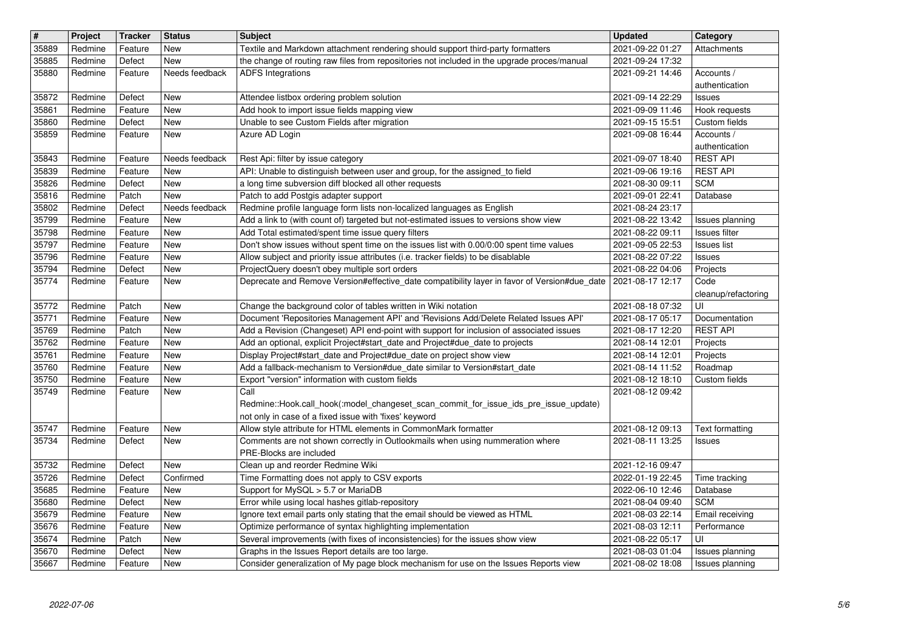| # | Project | Tracker | Status | Subject | Updated | Category |
|---|---|---|---|---|---|---|
| 35889 | Redmine | Feature | New | Textile and Markdown attachment rendering should support third-party formatters | 2021-09-22 01:27 | Attachments |
| 35885 | Redmine | Defect | New | the change of routing raw files from repositories not included in the upgrade proces/manual | 2021-09-24 17:32 | |
| 35880 | Redmine | Feature | Needs feedback | ADFS Integrations | 2021-09-21 14:46 | Accounts / authentication |
| 35872 | Redmine | Defect | New | Attendee listbox ordering problem solution | 2021-09-14 22:29 | Issues |
| 35861 | Redmine | Feature | New | Add hook to import issue fields mapping view | 2021-09-09 11:46 | Hook requests |
| 35860 | Redmine | Defect | New | Unable to see Custom Fields after migration | 2021-09-15 15:51 | Custom fields |
| 35859 | Redmine | Feature | New | Azure AD Login | 2021-09-08 16:44 | Accounts / authentication |
| 35843 | Redmine | Feature | Needs feedback | Rest Api: filter by issue category | 2021-09-07 18:40 | REST API |
| 35839 | Redmine | Feature | New | API: Unable to distinguish between user and group, for the assigned_to field | 2021-09-06 19:16 | REST API |
| 35826 | Redmine | Defect | New | a long time subversion diff blocked all other requests | 2021-08-30 09:11 | SCM |
| 35816 | Redmine | Patch | New | Patch to add Postgis adapter support | 2021-09-01 22:41 | Database |
| 35802 | Redmine | Defect | Needs feedback | Redmine profile language form lists non-localized languages as English | 2021-08-24 23:17 | |
| 35799 | Redmine | Feature | New | Add a link to (with count of) targeted but not-estimated issues to versions show view | 2021-08-22 13:42 | Issues planning |
| 35798 | Redmine | Feature | New | Add Total estimated/spent time issue query filters | 2021-08-22 09:11 | Issues filter |
| 35797 | Redmine | Feature | New | Don't show issues without spent time on the issues list with 0.00/0:00 spent time values | 2021-09-05 22:53 | Issues list |
| 35796 | Redmine | Feature | New | Allow subject and priority issue attributes (i.e. tracker fields) to be disablable | 2021-08-22 07:22 | Issues |
| 35794 | Redmine | Defect | New | ProjectQuery doesn't obey multiple sort orders | 2021-08-22 04:06 | Projects |
| 35774 | Redmine | Feature | New | Deprecate and Remove Version#effective_date compatibility layer in favor of Version#due_date | 2021-08-17 12:17 | Code cleanup/refactoring |
| 35772 | Redmine | Patch | New | Change the background color of tables written in Wiki notation | 2021-08-18 07:32 | UI |
| 35771 | Redmine | Feature | New | Document 'Repositories Management API' and 'Revisions Add/Delete Related Issues API' | 2021-08-17 05:17 | Documentation |
| 35769 | Redmine | Patch | New | Add a Revision (Changeset) API end-point with support for inclusion of associated issues | 2021-08-17 12:20 | REST API |
| 35762 | Redmine | Feature | New | Add an optional, explicit Project#start_date and Project#due_date to projects | 2021-08-14 12:01 | Projects |
| 35761 | Redmine | Feature | New | Display Project#start_date and Project#due_date on project show view | 2021-08-14 12:01 | Projects |
| 35760 | Redmine | Feature | New | Add a fallback-mechanism to Version#due_date similar to Version#start_date | 2021-08-14 11:52 | Roadmap |
| 35750 | Redmine | Feature | New | Export "version" information with custom fields | 2021-08-12 18:10 | Custom fields |
| 35749 | Redmine | Feature | New | Call Redmine::Hook.call_hook(:model_changeset_scan_commit_for_issue_ids_pre_issue_update) not only in case of a fixed issue with 'fixes' keyword | 2021-08-12 09:42 | |
| 35747 | Redmine | Feature | New | Allow style attribute for HTML elements in CommonMark formatter | 2021-08-12 09:13 | Text formatting |
| 35734 | Redmine | Defect | New | Comments are not shown correctly in Outlookmails when using nummeration where PRE-Blocks are included | 2021-08-11 13:25 | Issues |
| 35732 | Redmine | Defect | New | Clean up and reorder Redmine Wiki | 2021-12-16 09:47 | |
| 35726 | Redmine | Defect | Confirmed | Time Formatting does not apply to CSV exports | 2022-01-19 22:45 | Time tracking |
| 35685 | Redmine | Feature | New | Support for MySQL > 5.7 or MariaDB | 2022-06-10 12:46 | Database |
| 35680 | Redmine | Defect | New | Error while using local hashes gitlab-repository | 2021-08-04 09:40 | SCM |
| 35679 | Redmine | Feature | New | Ignore text email parts only stating that the email should be viewed as HTML | 2021-08-03 22:14 | Email receiving |
| 35676 | Redmine | Feature | New | Optimize performance of syntax highlighting implementation | 2021-08-03 12:11 | Performance |
| 35674 | Redmine | Patch | New | Several improvements (with fixes of inconsistencies) for the issues show view | 2021-08-22 05:17 | UI |
| 35670 | Redmine | Defect | New | Graphs in the Issues Report details are too large. | 2021-08-03 01:04 | Issues planning |
| 35667 | Redmine | Feature | New | Consider generalization of My page block mechanism for use on the Issues Reports view | 2021-08-02 18:08 | Issues planning |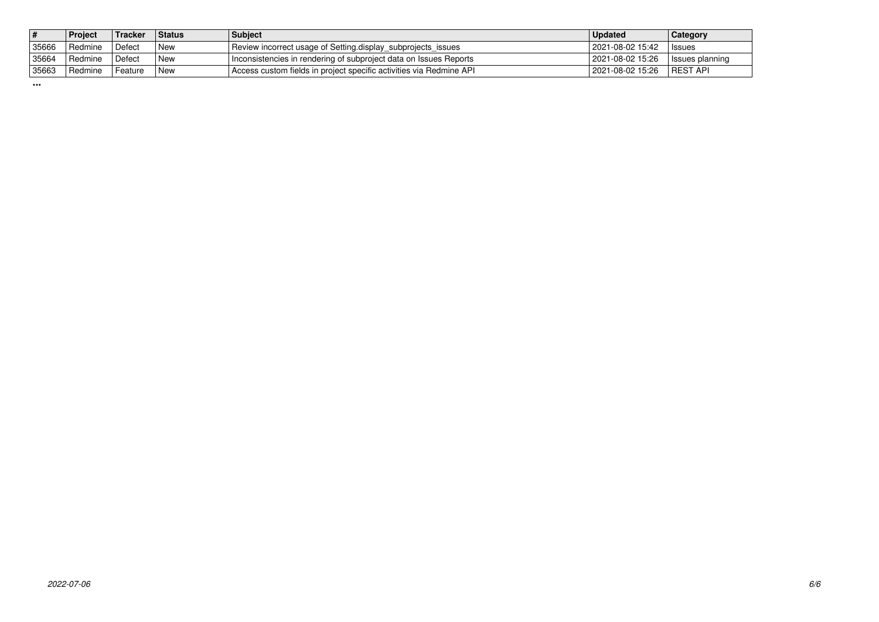| # | Project | Tracker | Status | Subject | Updated | Category |
|---|---|---|---|---|---|---|
| 35666 | Redmine | Defect | New | Review incorrect usage of Setting.display_subprojects_issues | 2021-08-02 15:42 | Issues |
| 35664 | Redmine | Defect | New | Inconsistencies in rendering of subproject data on Issues Reports | 2021-08-02 15:26 | Issues planning |
| 35663 | Redmine | Feature | New | Access custom fields in project specific activities via Redmine API | 2021-08-02 15:26 | REST API |

...